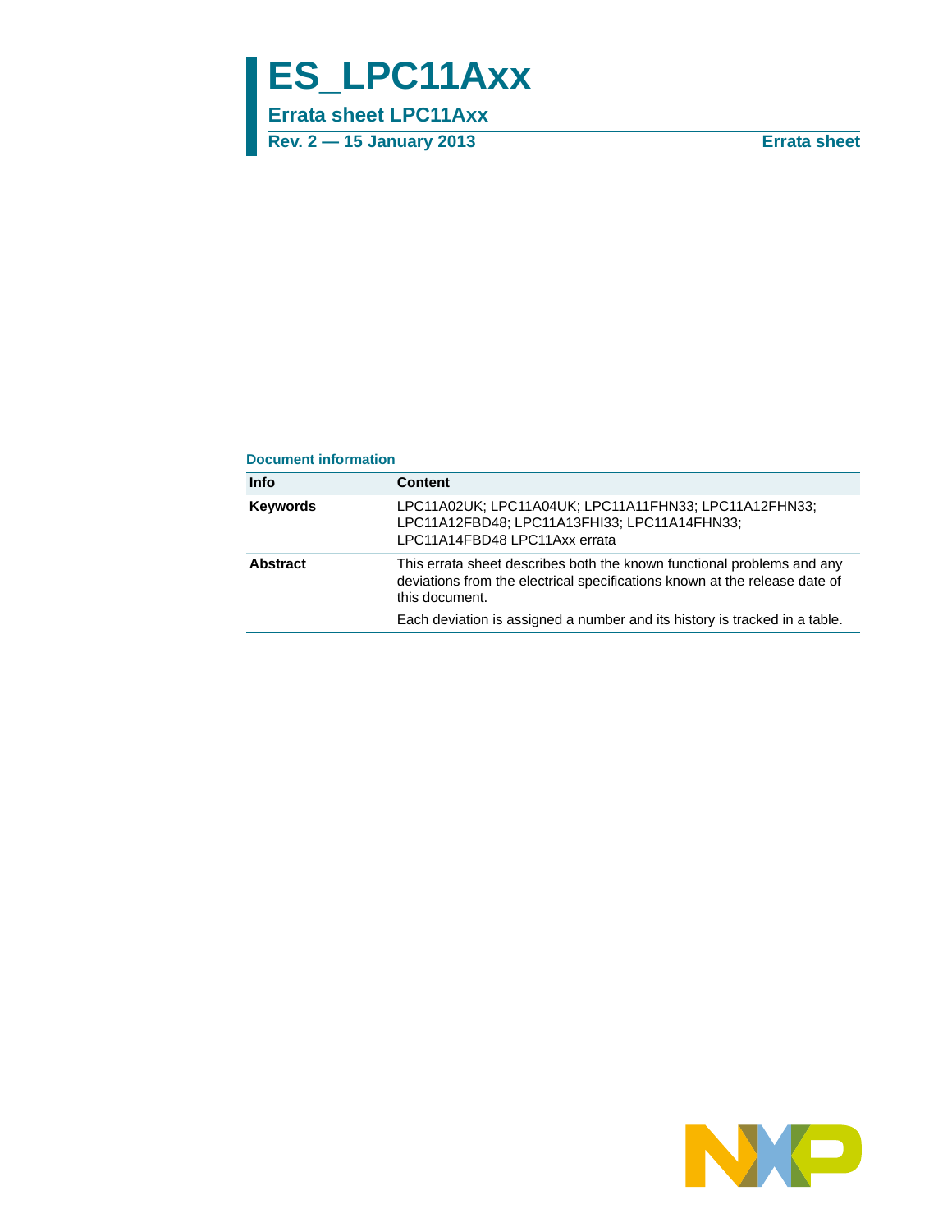# ES_LPC11Axx

## Errata sheet LPC11Axx

**Rev. 2 — 15 January 2013** **Errata sheet**

**Document information**

| Info | Content |
|---|---|
| **Keywords** | LPC11A02UK; LPC11A04UK; LPC11A11FHN33; LPC11A12FHN33; LPC11A12FBD48; LPC11A13FHI33; LPC11A14FHN33; LPC11A14FBD48 LPC11Axx errata |
| **Abstract** | This errata sheet describes both the known functional problems and any deviations from the electrical specifications known at the release date of this document.<br>Each deviation is assigned a number and its history is tracked in a table. |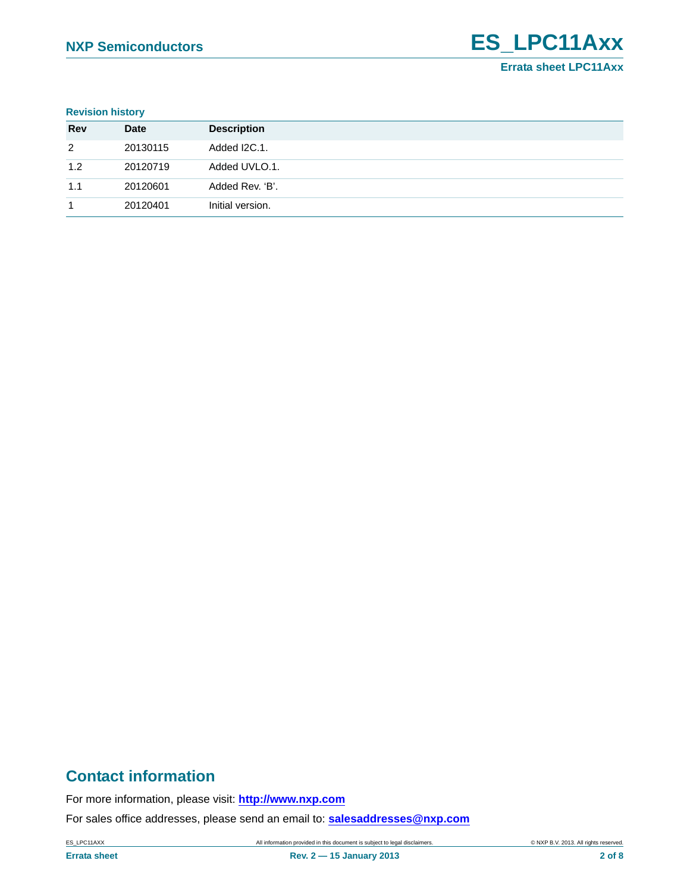**Revision history**

| Rev | Date | Description |
|---|---|---|
| 2 | 20130115 | Added I2C.1. |
| 1.2 | 20120719 | Added UVLO.1. |
| 1.1 | 20120601 | Added Rev. 'B'. |
| 1 | 20120401 | Initial version. |

## Contact information

For more information, please visit: **http://www.nxp.com**

For sales office addresses, please send an email to: **salesaddresses@nxp.com**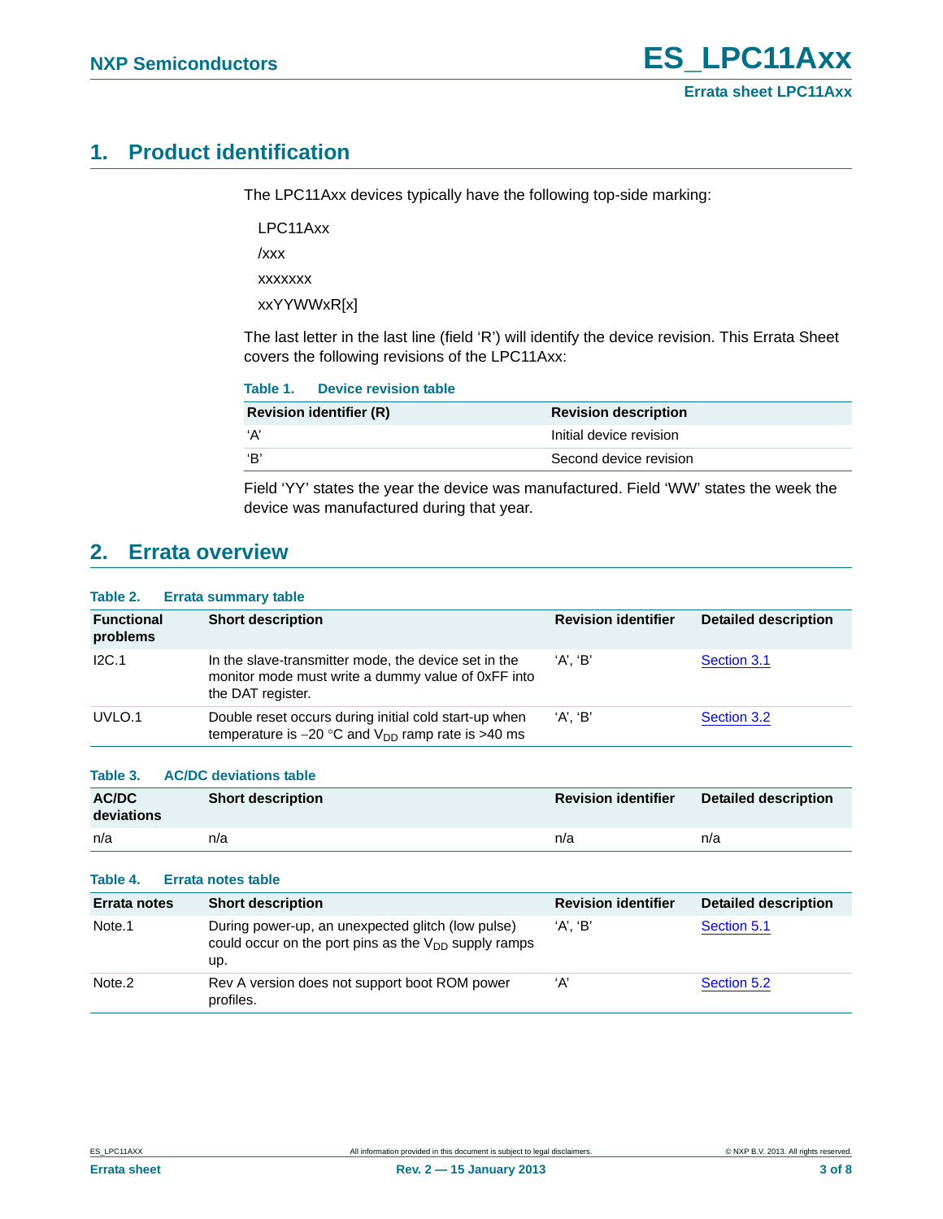## 1. Product identification

The LPC11Axx devices typically have the following top-side marking:

LPC11Axx

/xxx

xxxxxxx

xxYYWWxR[x]

The last letter in the last line (field 'R') will identify the device revision. This Errata Sheet covers the following revisions of the LPC11Axx:

**Table 1. Device revision table**

| Revision identifier (R) | Revision description |
|---|---|
| 'A' | Initial device revision |
| 'B' | Second device revision |

Field 'YY' states the year the device was manufactured. Field 'WW' states the week the device was manufactured during that year.

## 2. Errata overview

**Table 2. Errata summary table**

| Functional problems | Short description | Revision identifier | Detailed description |
|---|---|---|---|
| I2C.1 | In the slave-transmitter mode, the device set in the monitor mode must write a dummy value of 0xFF into the DAT register. | 'A', 'B' | Section 3.1 |
| UVLO.1 | Double reset occurs during initial cold start-up when temperature is −20 °C and $V_{DD}$ ramp rate is >40 ms | 'A', 'B' | Section 3.2 |

**Table 3. AC/DC deviations table**

| AC/DC deviations | Short description | Revision identifier | Detailed description |
|---|---|---|---|
| n/a | n/a | n/a | n/a |

**Table 4. Errata notes table**

| Errata notes | Short description | Revision identifier | Detailed description |
|---|---|---|---|
| Note.1 | During power-up, an unexpected glitch (low pulse) could occur on the port pins as the $V_{DD}$ supply ramps up. | 'A', 'B' | Section 5.1 |
| Note.2 | Rev A version does not support boot ROM power profiles. | 'A' | Section 5.2 |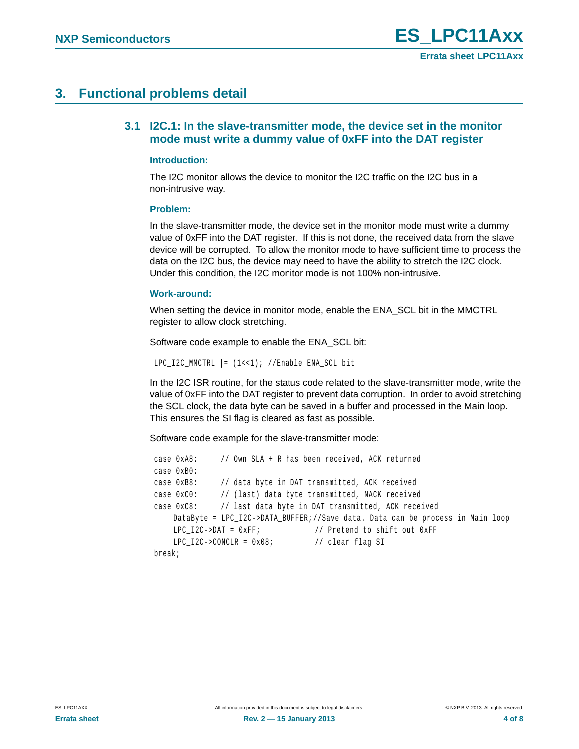## 3. Functional problems detail

### 3.1 I2C.1: In the slave-transmitter mode, the device set in the monitor mode must write a dummy value of 0xFF into the DAT register

**Introduction:**

The I2C monitor allows the device to monitor the I2C traffic on the I2C bus in a non-intrusive way.

**Problem:**

In the slave-transmitter mode, the device set in the monitor mode must write a dummy value of 0xFF into the DAT register. If this is not done, the received data from the slave device will be corrupted. To allow the monitor mode to have sufficient time to process the data on the I2C bus, the device may need to have the ability to stretch the I2C clock. Under this condition, the I2C monitor mode is not 100% non-intrusive.

**Work-around:**

When setting the device in monitor mode, enable the ENA_SCL bit in the MMCTRL register to allow clock stretching.

Software code example to enable the ENA_SCL bit:

```
LPC_I2C_MMCTRL |= (1<<1); //Enable ENA_SCL bit
```

In the I2C ISR routine, for the status code related to the slave-transmitter mode, write the value of 0xFF into the DAT register to prevent data corruption. In order to avoid stretching the SCL clock, the data byte can be saved in a buffer and processed in the Main loop. This ensures the SI flag is cleared as fast as possible.

Software code example for the slave-transmitter mode:

```
case 0xA8:      // Own SLA + R has been received, ACK returned
case 0xB0:
case 0xB8:      // data byte in DAT transmitted, ACK received
case 0xC0:      // (last) data byte transmitted, NACK received
case 0xC8:      // last data byte in DAT transmitted, ACK received
    DataByte = LPC_I2C->DATA_BUFFER;//Save data. Data can be process in Main loop
    LPC_I2C->DAT = 0xFF;            // Pretend to shift out 0xFF
    LPC_I2C->CONCLR = 0x08;         // clear flag SI
break;
```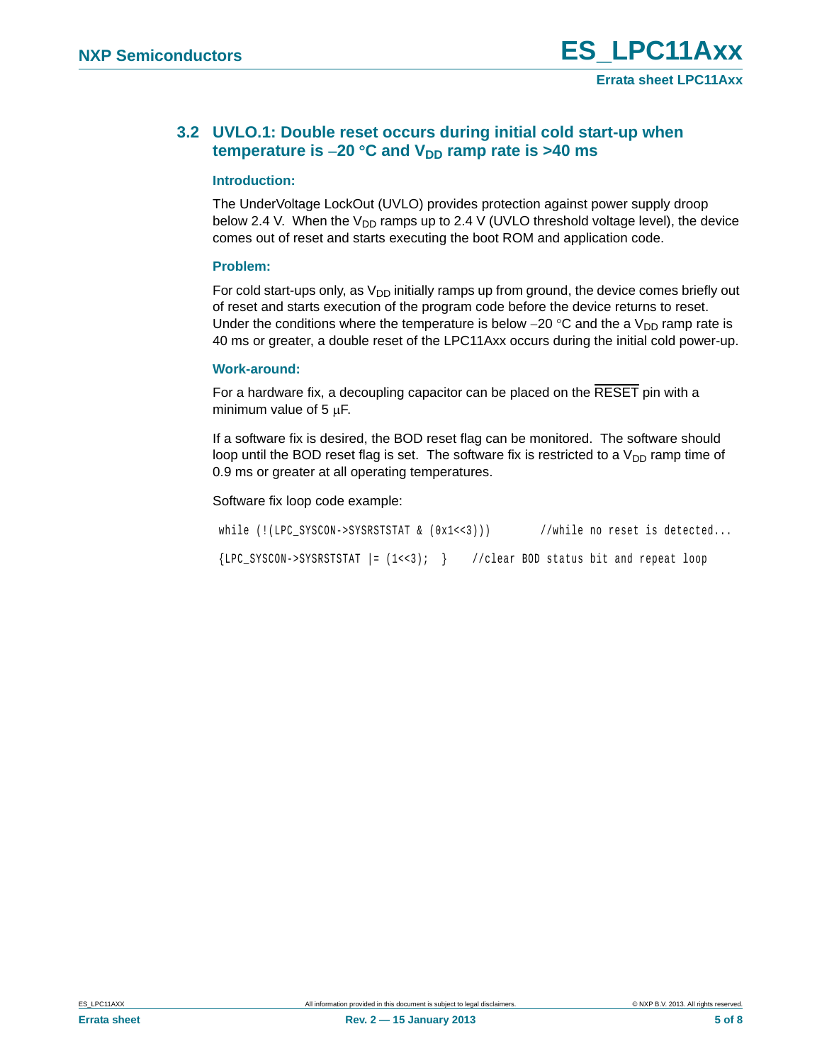### 3.2 UVLO.1: Double reset occurs during initial cold start-up when temperature is –20 °C and $V_{DD}$ ramp rate is >40 ms

#### Introduction:

The UnderVoltage LockOut (UVLO) provides protection against power supply droop below 2.4 V. When the $V_{DD}$ ramps up to 2.4 V (UVLO threshold voltage level), the device comes out of reset and starts executing the boot ROM and application code.

#### Problem:

For cold start-ups only, as $V_{DD}$ initially ramps up from ground, the device comes briefly out of reset and starts execution of the program code before the device returns to reset. Under the conditions where the temperature is below −20 °C and the a $V_{DD}$ ramp rate is 40 ms or greater, a double reset of the LPC11Axx occurs during the initial cold power-up.

#### Work-around:

For a hardware fix, a decoupling capacitor can be placed on the $\overline{\text{RESET}}$ pin with a minimum value of 5 μF.

If a software fix is desired, the BOD reset flag can be monitored. The software should loop until the BOD reset flag is set. The software fix is restricted to a $V_{DD}$ ramp time of 0.9 ms or greater at all operating temperatures.

Software fix loop code example:

```
while (!(LPC_SYSCON->SYSRSTSTAT & (0x1<<3)))        //while no reset is detected...
{LPC_SYSCON->SYSRSTSTAT |= (1<<3);  }    //clear BOD status bit and repeat loop
```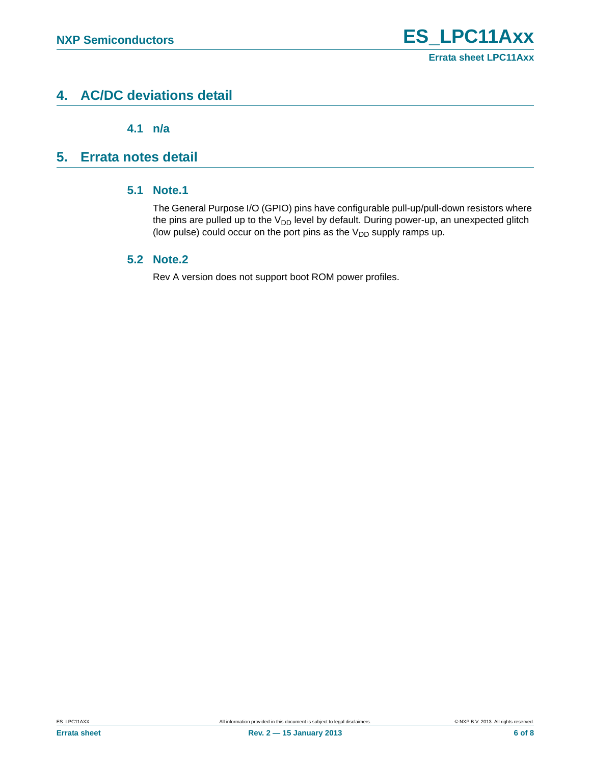## 4. AC/DC deviations detail

### 4.1 n/a

## 5. Errata notes detail

### 5.1 Note.1

The General Purpose I/O (GPIO) pins have configurable pull-up/pull-down resistors where the pins are pulled up to the $V_{DD}$ level by default. During power-up, an unexpected glitch (low pulse) could occur on the port pins as the $V_{DD}$ supply ramps up.

### 5.2 Note.2

Rev A version does not support boot ROM power profiles.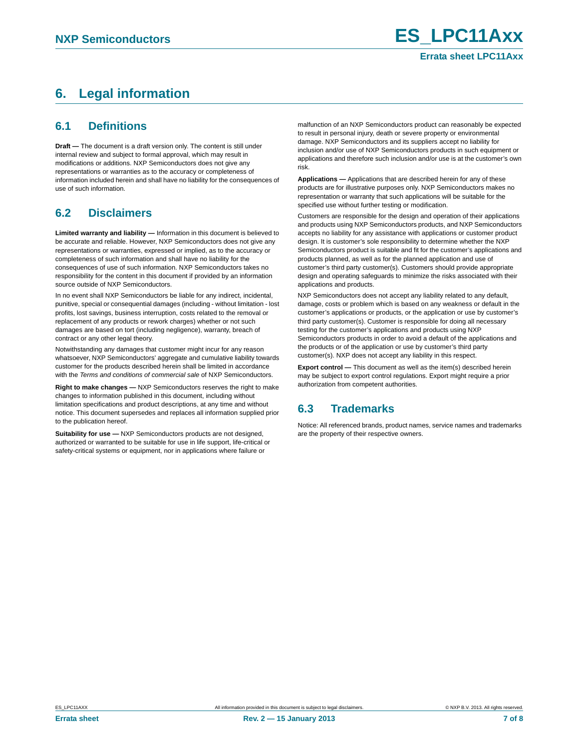## 6. Legal information

### 6.1 Definitions

**Draft —** The document is a draft version only. The content is still under internal review and subject to formal approval, which may result in modifications or additions. NXP Semiconductors does not give any representations or warranties as to the accuracy or completeness of information included herein and shall have no liability for the consequences of use of such information.

### 6.2 Disclaimers

**Limited warranty and liability —** Information in this document is believed to be accurate and reliable. However, NXP Semiconductors does not give any representations or warranties, expressed or implied, as to the accuracy or completeness of such information and shall have no liability for the consequences of use of such information. NXP Semiconductors takes no responsibility for the content in this document if provided by an information source outside of NXP Semiconductors.

In no event shall NXP Semiconductors be liable for any indirect, incidental, punitive, special or consequential damages (including - without limitation - lost profits, lost savings, business interruption, costs related to the removal or replacement of any products or rework charges) whether or not such damages are based on tort (including negligence), warranty, breach of contract or any other legal theory.

Notwithstanding any damages that customer might incur for any reason whatsoever, NXP Semiconductors' aggregate and cumulative liability towards customer for the products described herein shall be limited in accordance with the *Terms and conditions of commercial sale* of NXP Semiconductors.

**Right to make changes —** NXP Semiconductors reserves the right to make changes to information published in this document, including without limitation specifications and product descriptions, at any time and without notice. This document supersedes and replaces all information supplied prior to the publication hereof.

**Suitability for use —** NXP Semiconductors products are not designed, authorized or warranted to be suitable for use in life support, life-critical or safety-critical systems or equipment, nor in applications where failure or malfunction of an NXP Semiconductors product can reasonably be expected to result in personal injury, death or severe property or environmental damage. NXP Semiconductors and its suppliers accept no liability for inclusion and/or use of NXP Semiconductors products in such equipment or applications and therefore such inclusion and/or use is at the customer's own risk.

**Applications —** Applications that are described herein for any of these products are for illustrative purposes only. NXP Semiconductors makes no representation or warranty that such applications will be suitable for the specified use without further testing or modification.

Customers are responsible for the design and operation of their applications and products using NXP Semiconductors products, and NXP Semiconductors accepts no liability for any assistance with applications or customer product design. It is customer's sole responsibility to determine whether the NXP Semiconductors product is suitable and fit for the customer's applications and products planned, as well as for the planned application and use of customer's third party customer(s). Customers should provide appropriate design and operating safeguards to minimize the risks associated with their applications and products.

NXP Semiconductors does not accept any liability related to any default, damage, costs or problem which is based on any weakness or default in the customer's applications or products, or the application or use by customer's third party customer(s). Customer is responsible for doing all necessary testing for the customer's applications and products using NXP Semiconductors products in order to avoid a default of the applications and the products or of the application or use by customer's third party customer(s). NXP does not accept any liability in this respect.

**Export control —** This document as well as the item(s) described herein may be subject to export control regulations. Export might require a prior authorization from competent authorities.

### 6.3 Trademarks

Notice: All referenced brands, product names, service names and trademarks are the property of their respective owners.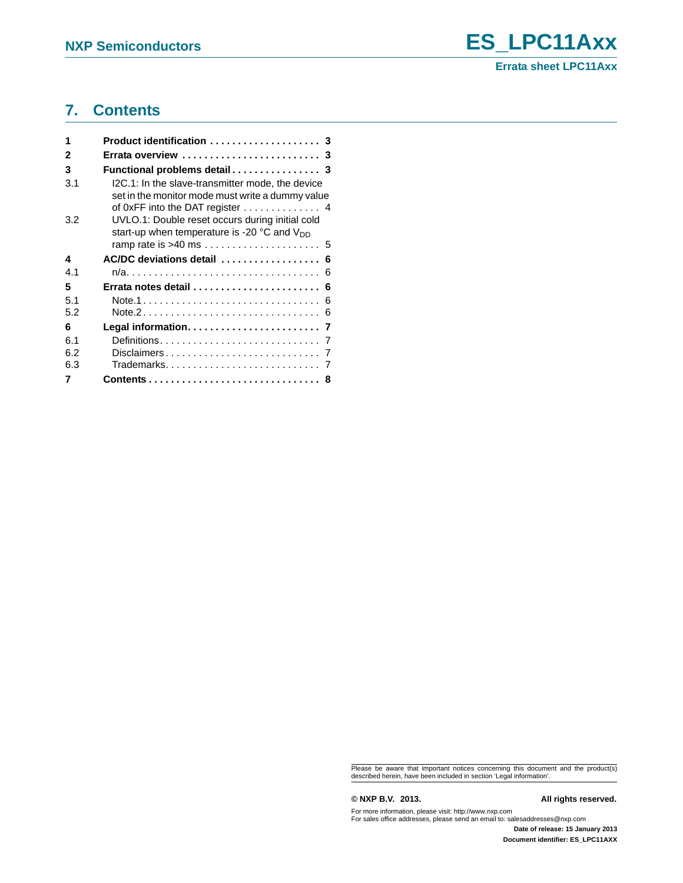## 7. Contents

| | | |
|---|---|---|
| **1** | **Product identification** | **3** |
| **2** | **Errata overview** | **3** |
| **3** | **Functional problems detail** | **3** |
| 3.1 | I2C.1: In the slave-transmitter mode, the device set in the monitor mode must write a dummy value of 0xFF into the DAT register | 4 |
| 3.2 | UVLO.1: Double reset occurs during initial cold start-up when temperature is -20 °C and $V_{DD}$ ramp rate is >40 ms | 5 |
| **4** | **AC/DC deviations detail** | **6** |
| 4.1 | n/a. | 6 |
| **5** | **Errata notes detail** | **6** |
| 5.1 | Note.1 | 6 |
| 5.2 | Note.2 | 6 |
| **6** | **Legal information** | **7** |
| 6.1 | Definitions | 7 |
| 6.2 | Disclaimers | 7 |
| 6.3 | Trademarks | 7 |
| **7** | **Contents** | **8** |

Please be aware that important notices concerning this document and the product(s) described herein, have been included in section 'Legal information'.

**© NXP B.V. 2013.** **All rights reserved.**

For more information, please visit: http://www.nxp.com
For sales office addresses, please send an email to: salesaddresses@nxp.com

**Date of release: 15 January 2013**

**Document identifier: ES_LPC11AXX**